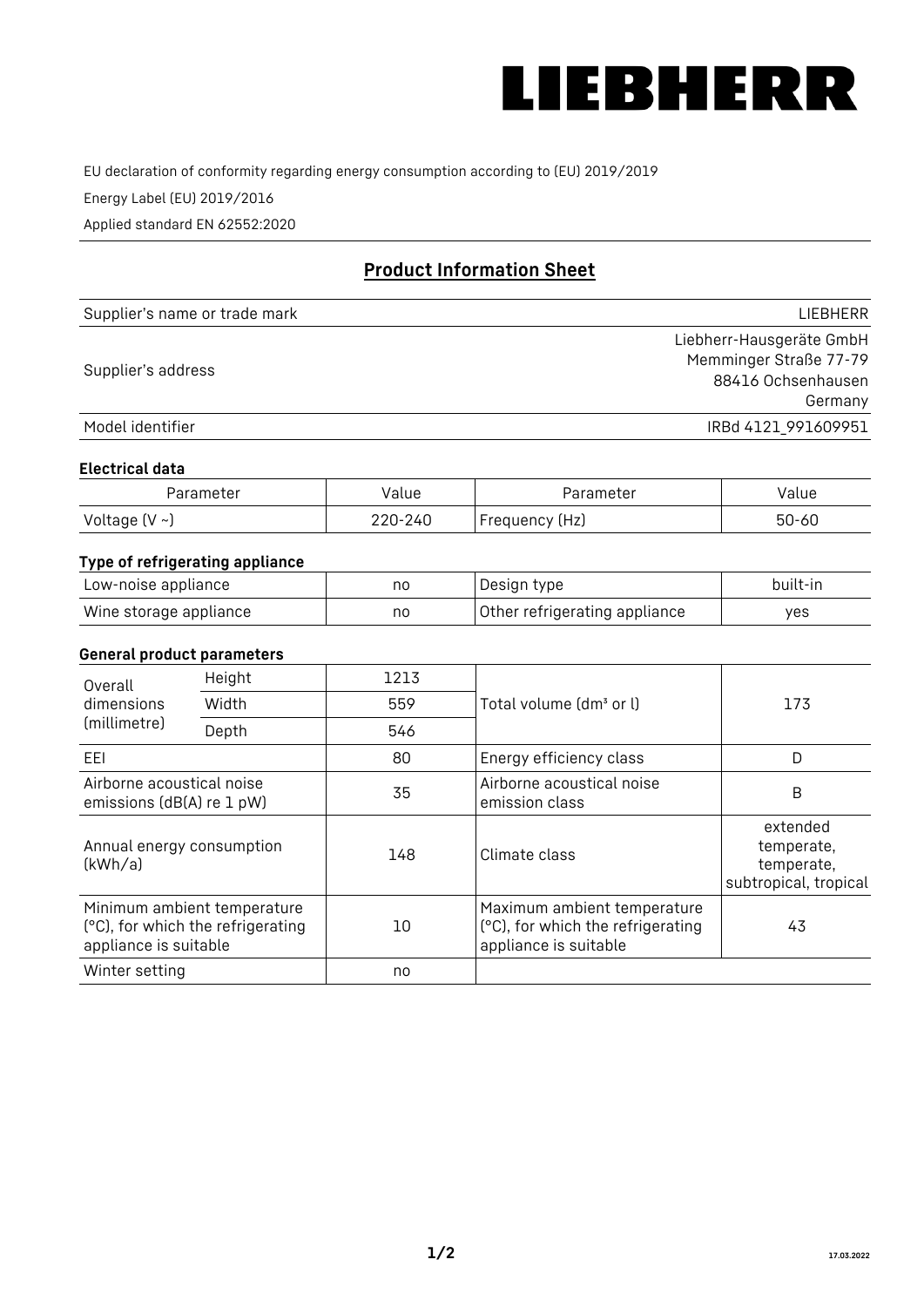LIEBHERR

EU declaration of conformity regarding energy consumption according to (EU) 2019/2019

Energy Label (EU) 2019/2016

Applied standard EN 62552:2020

## Product Information Sheet

| | |
|---|---|
| Supplier's name or trade mark | LIEBHERR |
| Supplier's address | Liebherr-Hausgeräte GmbH<br>Memminger Straße 77-79<br>88416 Ochsenhausen<br>Germany |
| Model identifier | IRBd 4121_991609951 |

### Electrical data

| Parameter | Value | Parameter | Value |
|---|---|---|---|
| Voltage (V ~) | 220-240 | Frequency (Hz) | 50-60 |

### Type of refrigerating appliance

| | | | |
|---|---|---|---|
| Low-noise appliance | no | Design type | built-in |
| Wine storage appliance | no | Other refrigerating appliance | yes |

### General product parameters

| | | | | |
|---|---|---|---|---|
| Overall dimensions (millimetre) | Height | 1213 | Total volume (dm³ or l) | 173 |
| | Width | 559 | | |
| | Depth | 546 | | |
| EEI | | 80 | Energy efficiency class | D |
| Airborne acoustical noise emissions (dB(A) re 1 pW) | | 35 | Airborne acoustical noise emission class | B |
| Annual energy consumption (kWh/a) | | 148 | Climate class | extended temperate, temperate, subtropical, tropical |
| Minimum ambient temperature (°C), for which the refrigerating appliance is suitable | | 10 | Maximum ambient temperature (°C), for which the refrigerating appliance is suitable | 43 |
| Winter setting | | no | | |

17.03.2022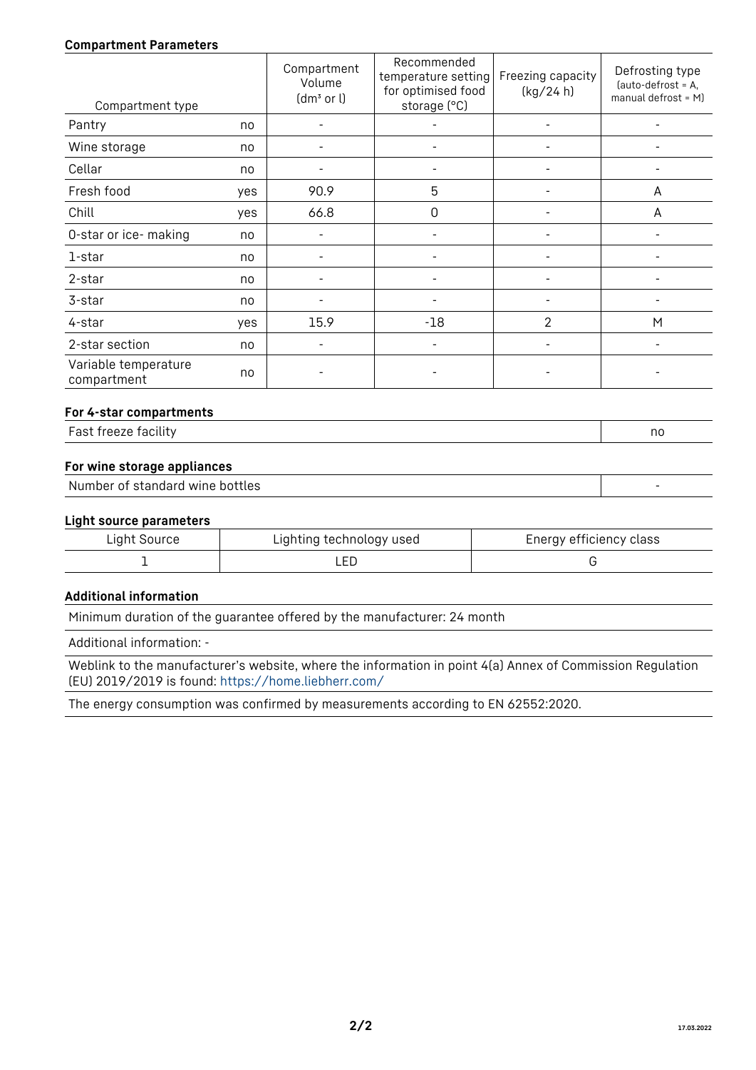#### Compartment Parameters

| Compartment type | | Compartment Volume (dm³ or l) | Recommended temperature setting for optimised food storage (°C) | Freezing capacity (kg/24 h) | Defrosting type (auto-defrost = A, manual defrost = M) |
|---|---|---|---|---|---|
| Pantry | no | - | - | - | - |
| Wine storage | no | - | - | - | - |
| Cellar | no | - | - | - | - |
| Fresh food | yes | 90.9 | 5 | - | A |
| Chill | yes | 66.8 | 0 | - | A |
| 0-star or ice- making | no | - | - | - | - |
| 1-star | no | - | - | - | - |
| 2-star | no | - | - | - | - |
| 3-star | no | - | - | - | - |
| 4-star | yes | 15.9 | -18 | 2 | M |
| 2-star section | no | - | - | - | - |
| Variable temperature compartment | no | - | - | - | - |

#### For 4-star compartments

| | |
|---|---|
| Fast freeze facility | no |

#### For wine storage appliances

| | |
|---|---|
| Number of standard wine bottles | - |

#### Light source parameters

| Light Source | Lighting technology used | Energy efficiency class |
|---|---|---|
| 1 | LED | G |

#### Additional information

Minimum duration of the guarantee offered by the manufacturer: 24 month

Additional information: -

Weblink to the manufacturer's website, where the information in point 4(a) Annex of Commission Regulation (EU) 2019/2019 is found: https://home.liebherr.com/

The energy consumption was confirmed by measurements according to EN 62552:2020.

17.03.2022